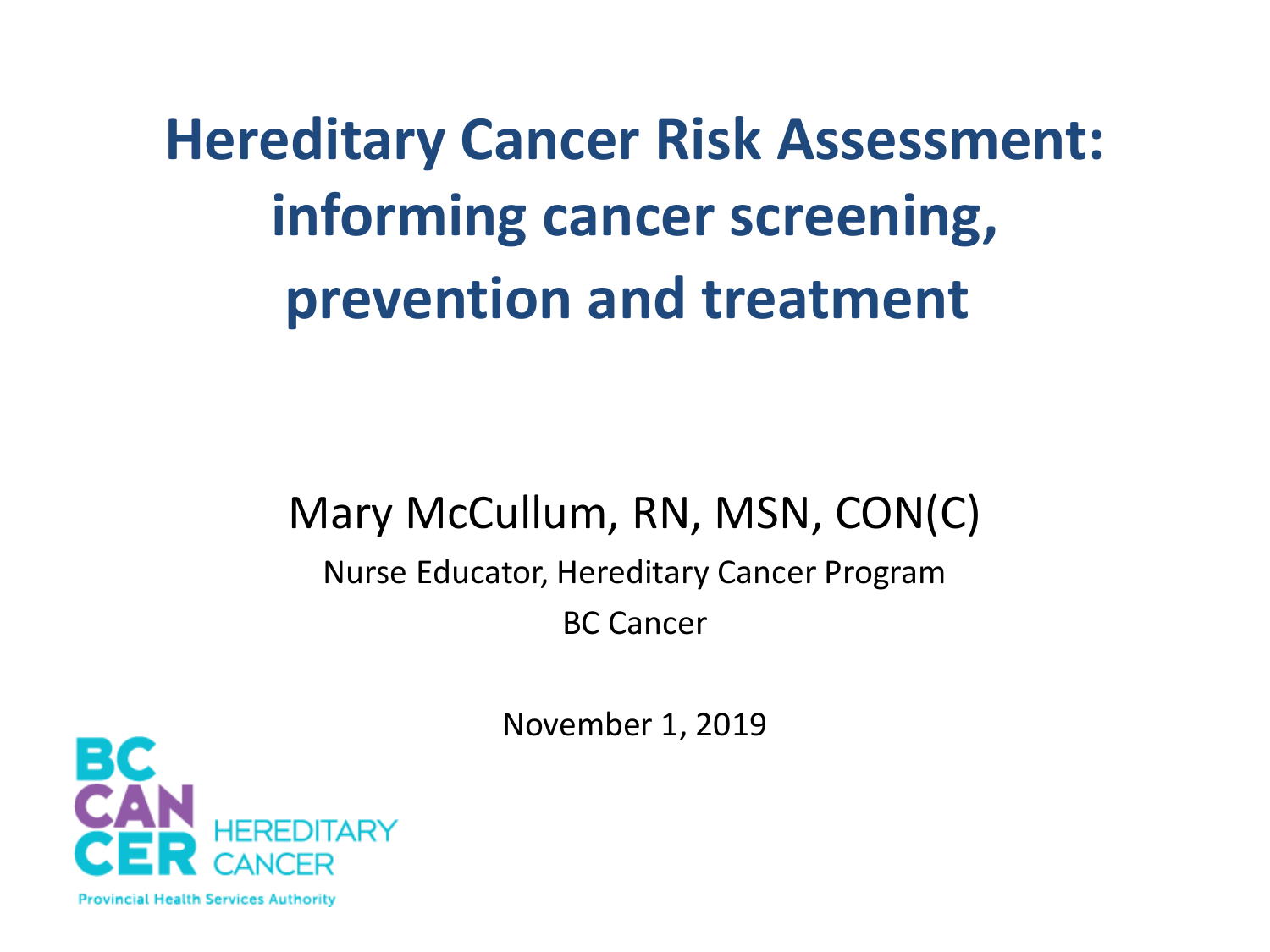# Hereditary Cancer Risk Assessment: informing cancer screening, prevention and treatment

Mary McCullum, RN, MSN, CON(C)

Nurse Educator, Hereditary Cancer Program

BC Cancer

November 1, 2019

BC CANCER HEREDITARY CANCER

Provincial Health Services Authority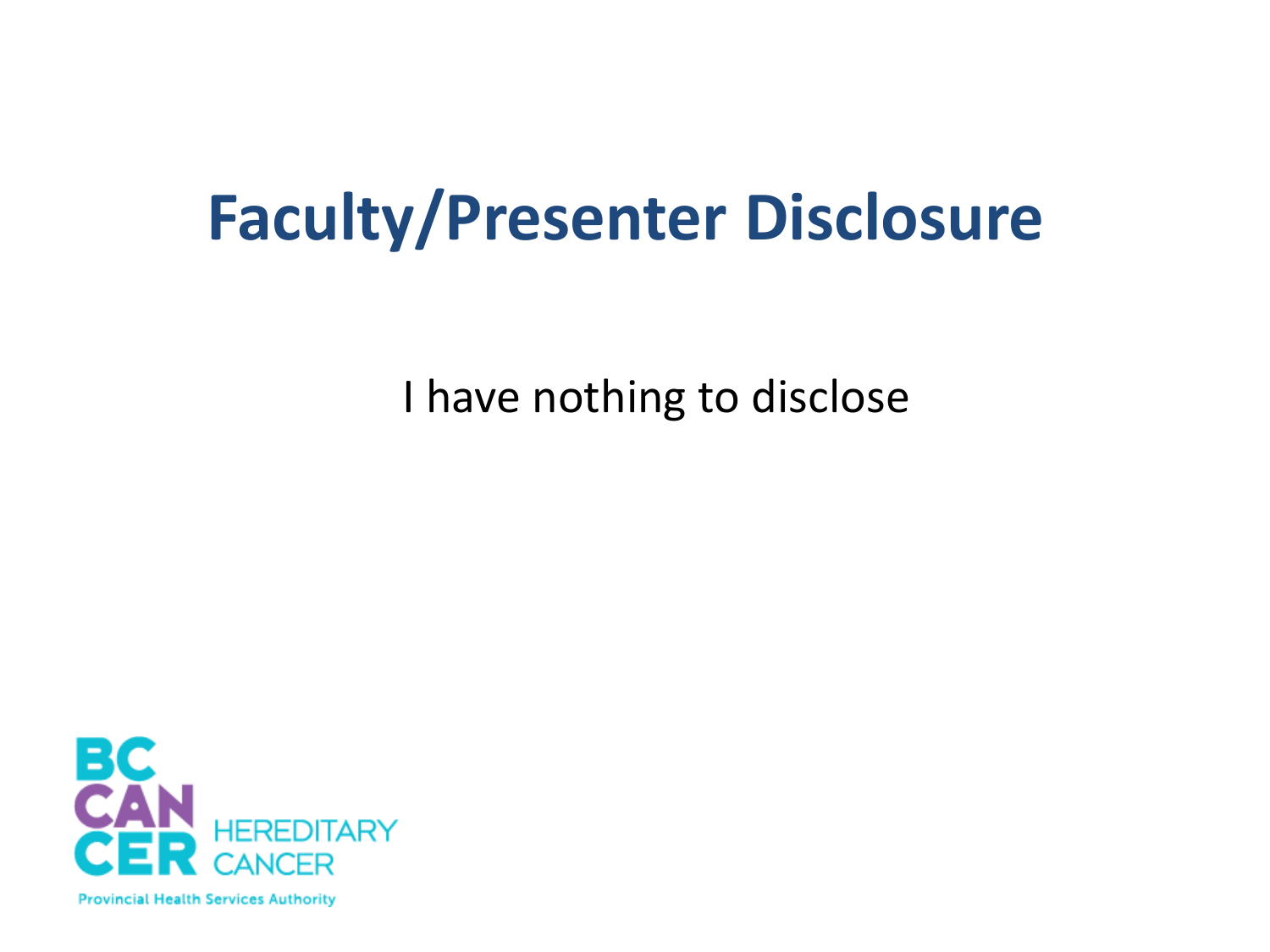# Faculty/Presenter Disclosure

I have nothing to disclose

BC CANCER HEREDITARY CANCER

Provincial Health Services Authority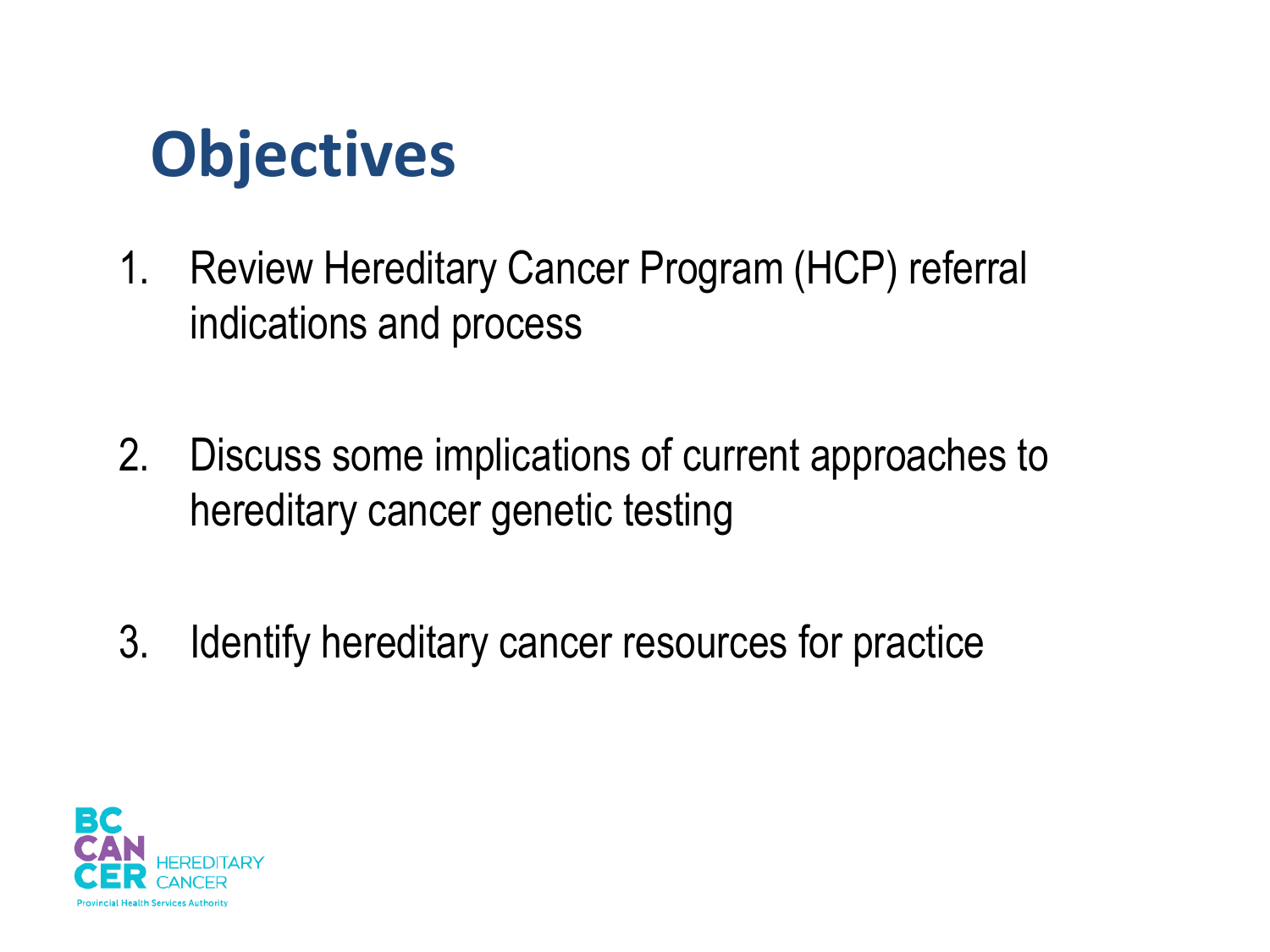# Objectives

1. Review Hereditary Cancer Program (HCP) referral indications and process

2. Discuss some implications of current approaches to hereditary cancer genetic testing

3. Identify hereditary cancer resources for practice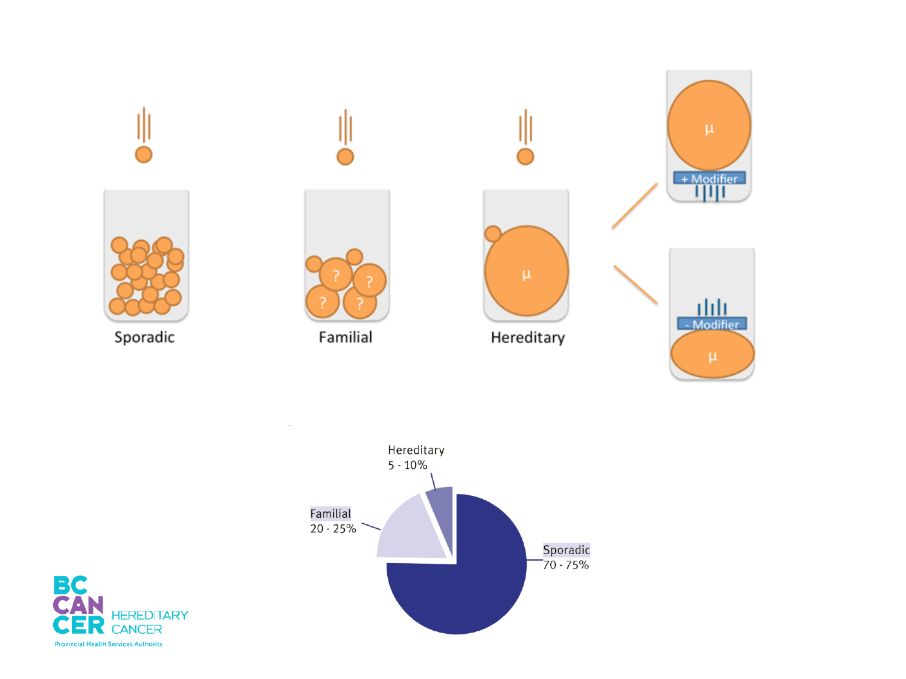Sporadic

Familial

Hereditary

+ Modifier

- Modifier

Hereditary
5 - 10%

Familial
20 - 25%

Sporadic
70 - 75%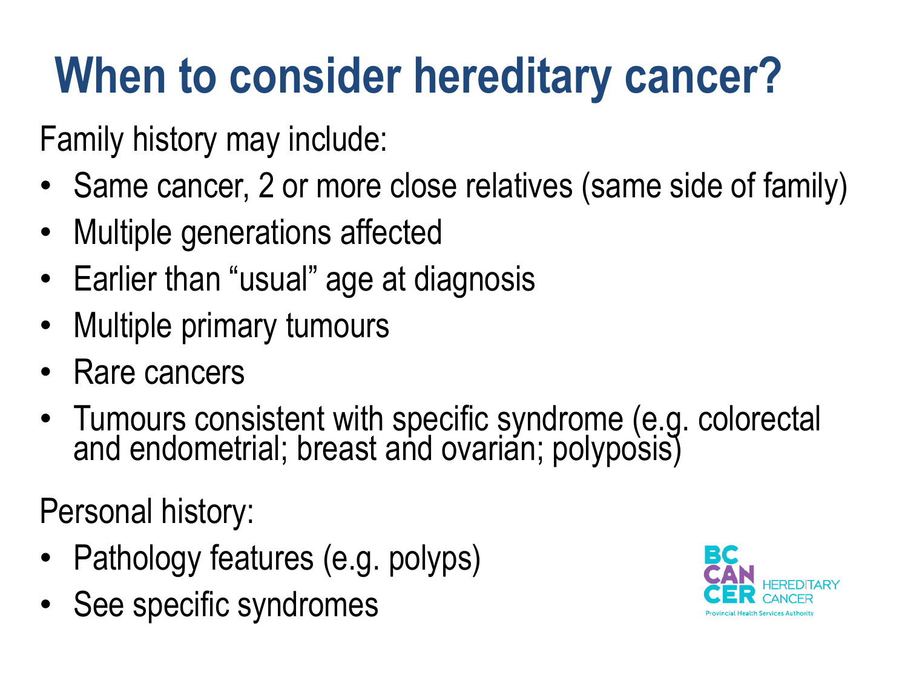# When to consider hereditary cancer?

Family history may include:

- Same cancer, 2 or more close relatives (same side of family)
- Multiple generations affected
- Earlier than "usual" age at diagnosis
- Multiple primary tumours
- Rare cancers
- Tumours consistent with specific syndrome (e.g. colorectal and endometrial; breast and ovarian; polyposis)

Personal history:

- Pathology features (e.g. polyps)
- See specific syndromes

BC CANCER HEREDITARY CANCER
Provincial Health Services Authority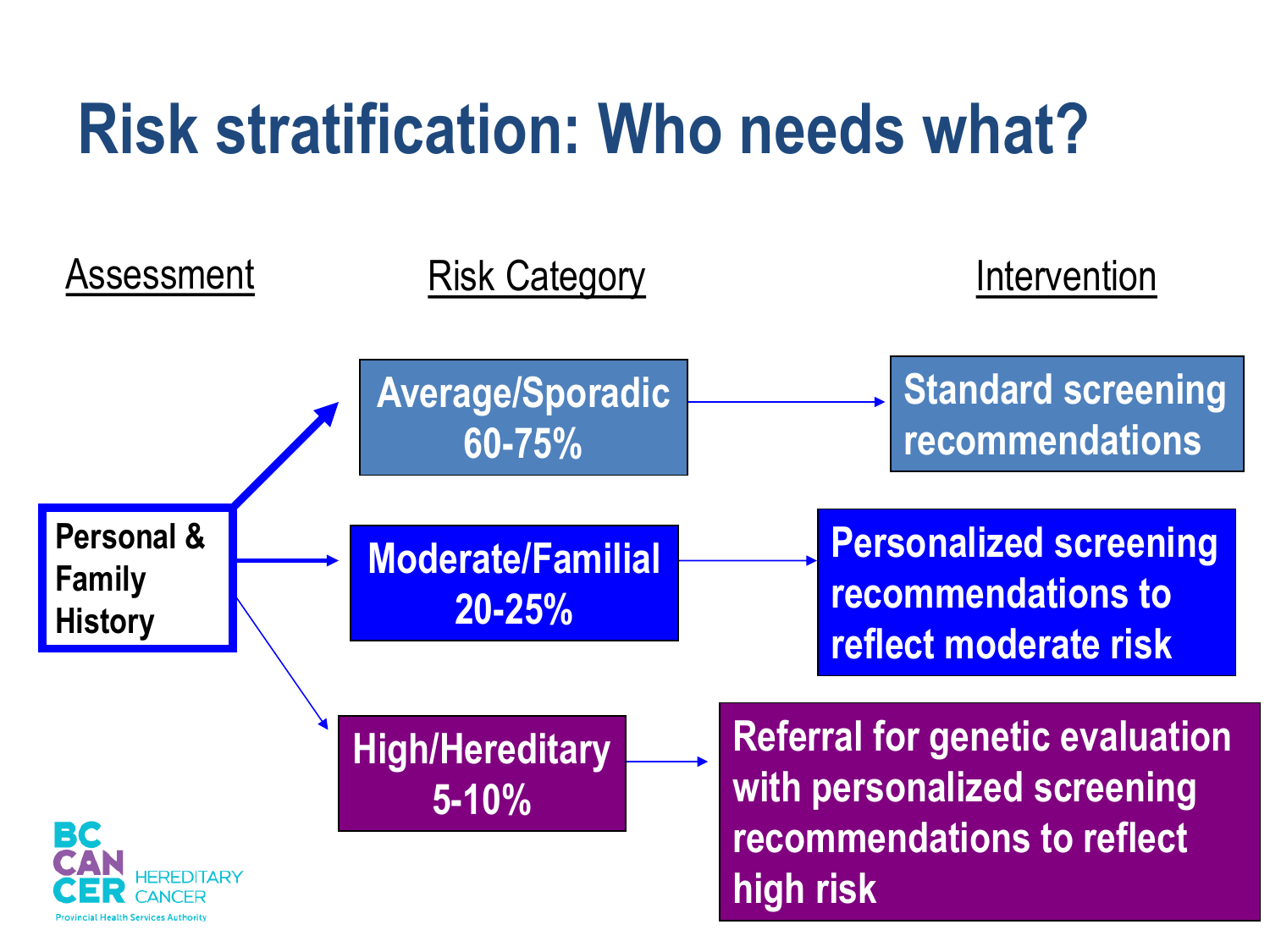# Risk stratification: Who needs what?

| Assessment | Risk Category | Intervention |
|---|---|---|
| Personal & Family History | Average/Sporadic 60-75% | Standard screening recommendations |
| | Moderate/Familial 20-25% | Personalized screening recommendations to reflect moderate risk |
| | High/Hereditary 5-10% | Referral for genetic evaluation with personalized screening recommendations to reflect high risk |

BC CANCER HEREDITARY CANCER
Provincial Health Services Authority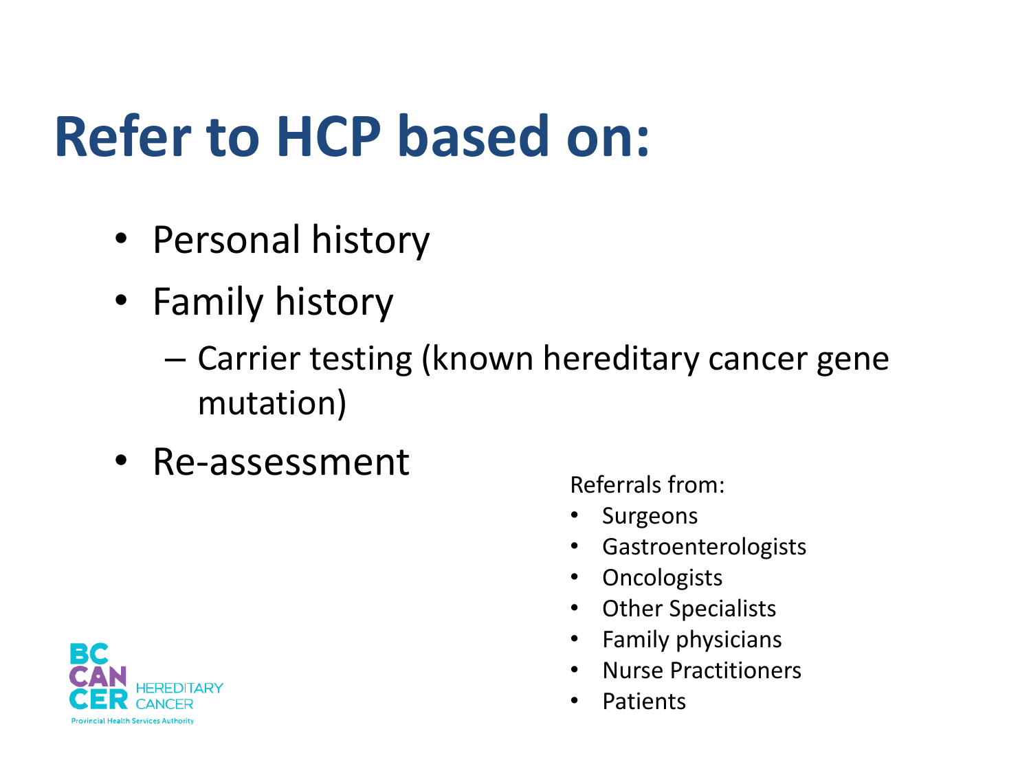# Refer to HCP based on:

- Personal history
- Family history
  - Carrier testing (known hereditary cancer gene mutation)
- Re-assessment

Referrals from:

- Surgeons
- Gastroenterologists
- Oncologists
- Other Specialists
- Family physicians
- Nurse Practitioners
- Patients

BC CANCER HEREDITARY CANCER
Provincial Health Services Authority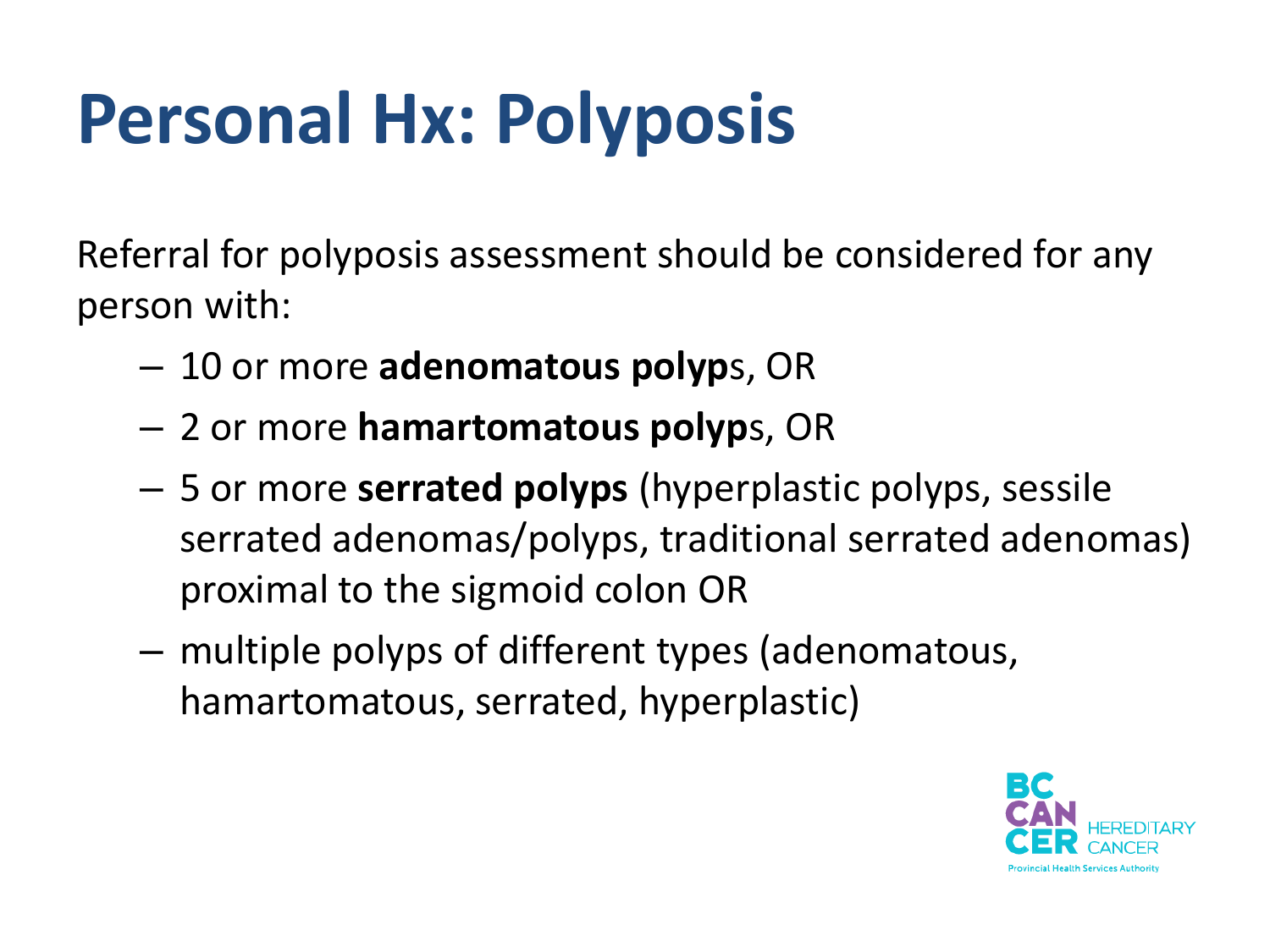# Personal Hx: Polyposis

Referral for polyposis assessment should be considered for any person with:

- 10 or more **adenomatous polyp**s, OR
- 2 or more **hamartomatous polyp**s, OR
- 5 or more **serrated polyps** (hyperplastic polyps, sessile serrated adenomas/polyps, traditional serrated adenomas) proximal to the sigmoid colon OR
- multiple polyps of different types (adenomatous, hamartomatous, serrated, hyperplastic)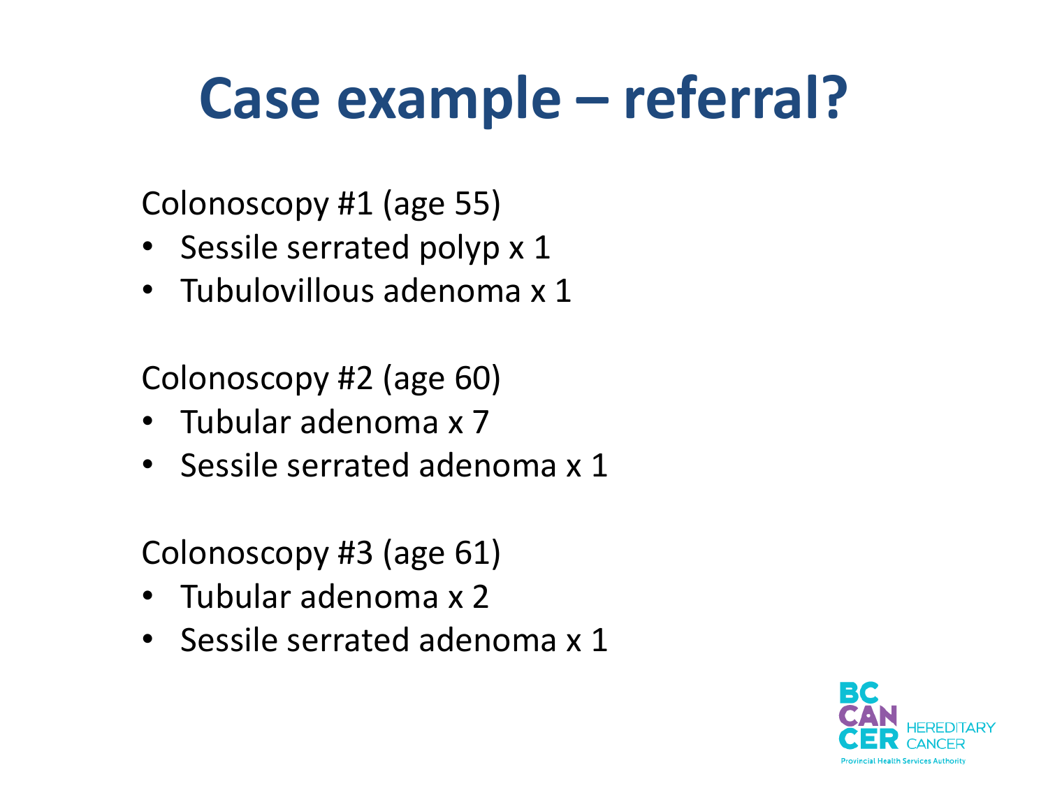# Case example – referral?

Colonoscopy #1 (age 55)

- Sessile serrated polyp x 1
- Tubulovillous adenoma x 1

Colonoscopy #2 (age 60)

- Tubular adenoma x 7
- Sessile serrated adenoma x 1

Colonoscopy #3 (age 61)

- Tubular adenoma x 2
- Sessile serrated adenoma x 1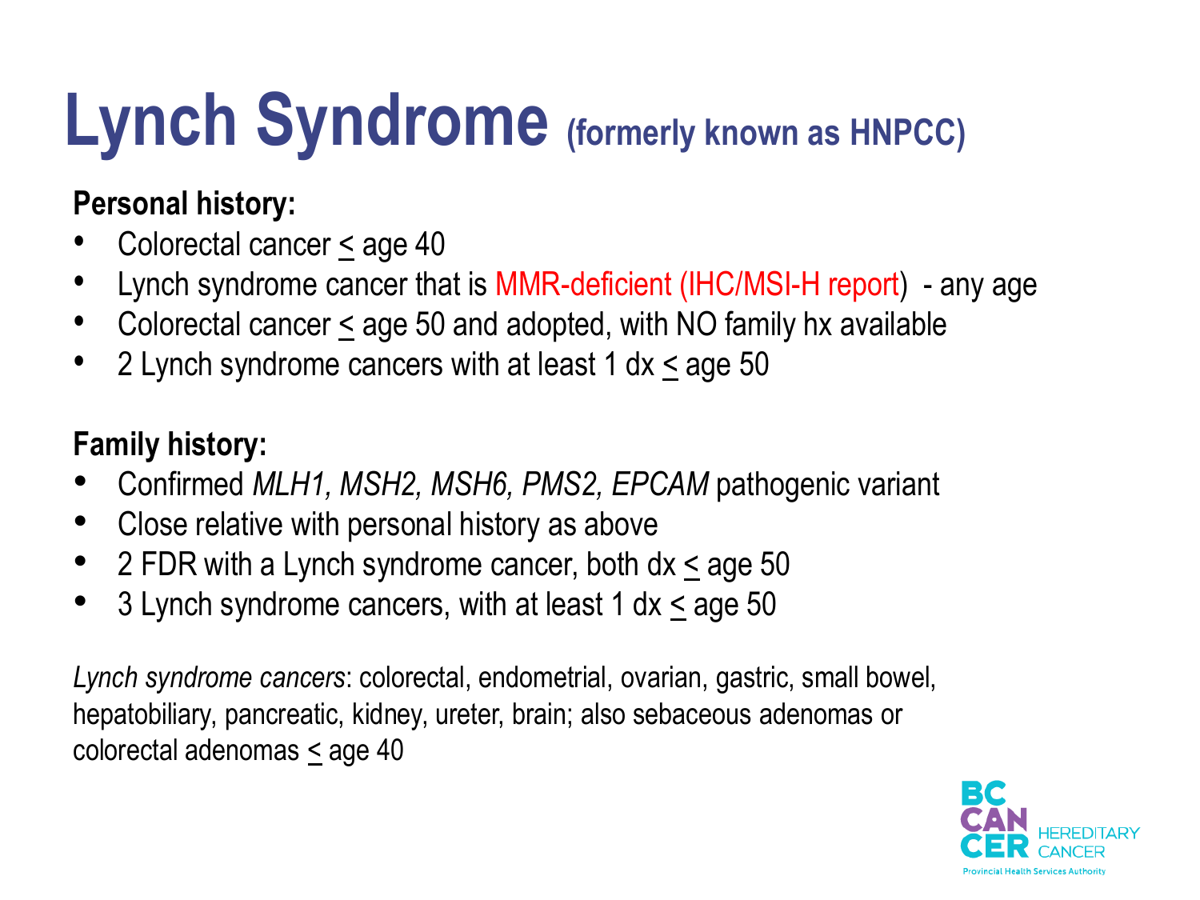# Lynch Syndrome (formerly known as HNPCC)

**Personal history:**

- Colorectal cancer $\leq$ age 40
- Lynch syndrome cancer that is MMR-deficient (IHC/MSI-H report) - any age
- Colorectal cancer $\leq$ age 50 and adopted, with NO family hx available
- 2 Lynch syndrome cancers with at least 1 dx $\leq$ age 50

**Family history:**

- Confirmed *MLH1, MSH2, MSH6, PMS2, EPCAM* pathogenic variant
- Close relative with personal history as above
- 2 FDR with a Lynch syndrome cancer, both dx $\leq$ age 50
- 3 Lynch syndrome cancers, with at least 1 dx $\leq$ age 50

*Lynch syndrome cancers*: colorectal, endometrial, ovarian, gastric, small bowel, hepatobiliary, pancreatic, kidney, ureter, brain; also sebaceous adenomas or colorectal adenomas $\leq$ age 40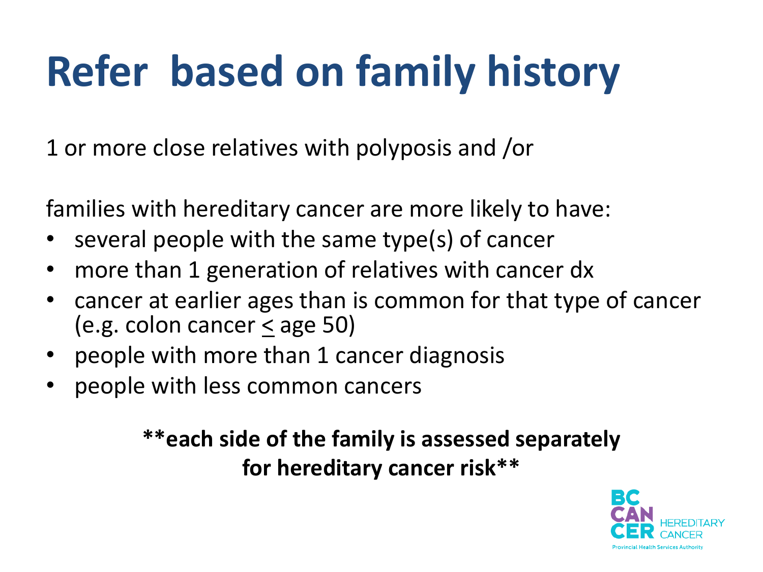# Refer based on family history

1 or more close relatives with polyposis and /or

families with hereditary cancer are more likely to have:

- several people with the same type(s) of cancer
- more than 1 generation of relatives with cancer dx
- cancer at earlier ages than is common for that type of cancer (e.g. colon cancer ≤ age 50)
- people with more than 1 cancer diagnosis
- people with less common cancers

**\*\*each side of the family is assessed separately for hereditary cancer risk\*\***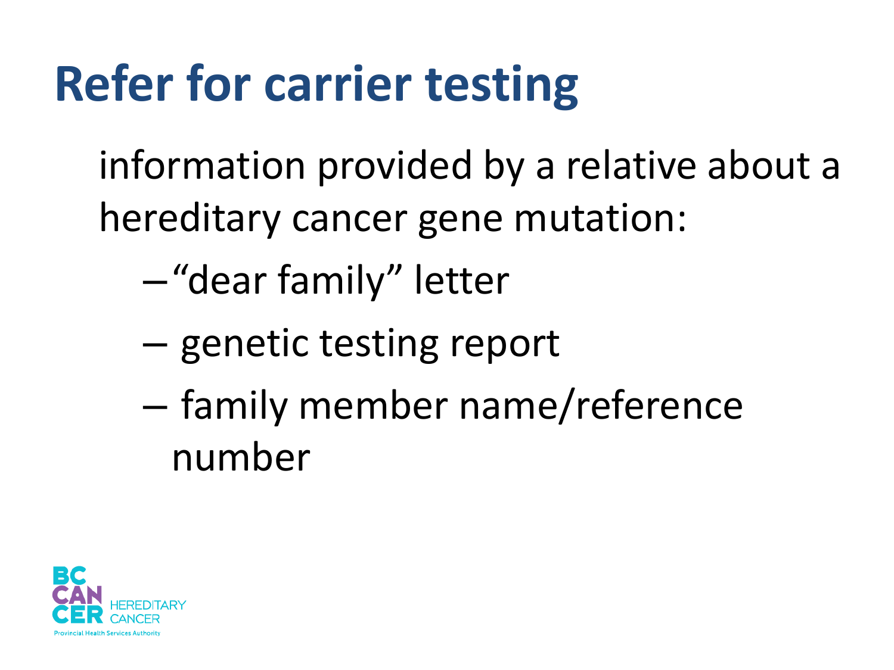# Refer for carrier testing

information provided by a relative about a hereditary cancer gene mutation:

- "dear family" letter
- genetic testing report
- family member name/reference number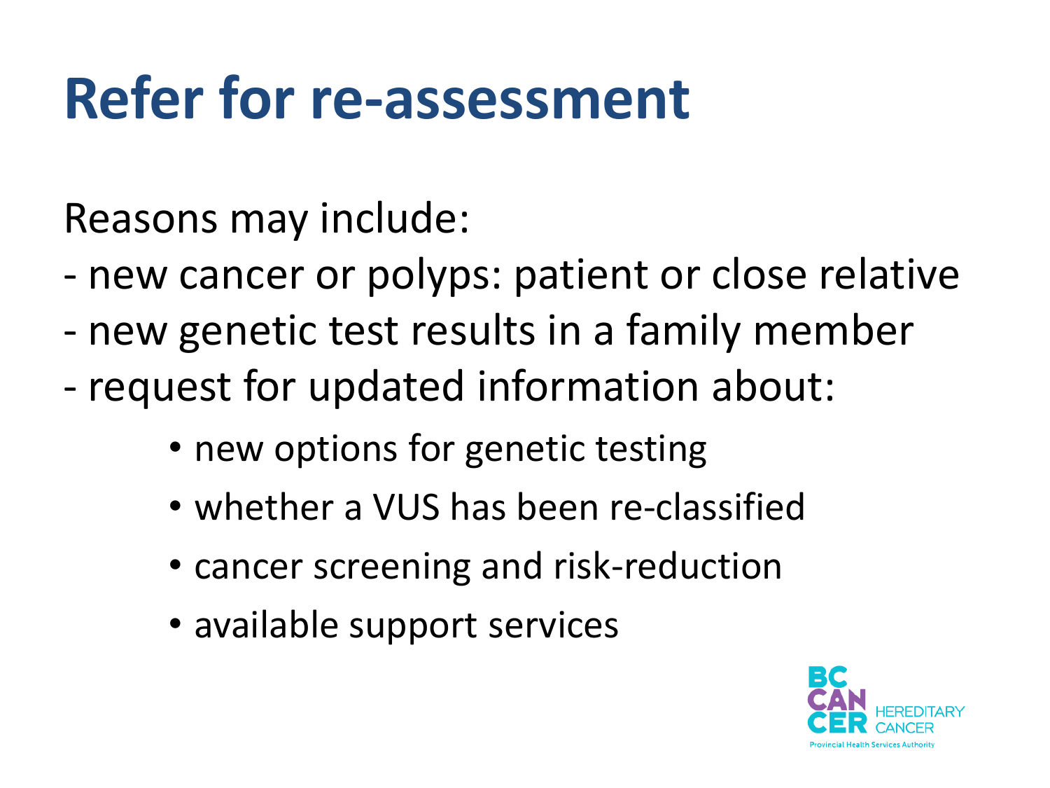# Refer for re-assessment

Reasons may include:

- new cancer or polyps: patient or close relative
- new genetic test results in a family member
- request for updated information about:
  - new options for genetic testing
  - whether a VUS has been re-classified
  - cancer screening and risk-reduction
  - available support services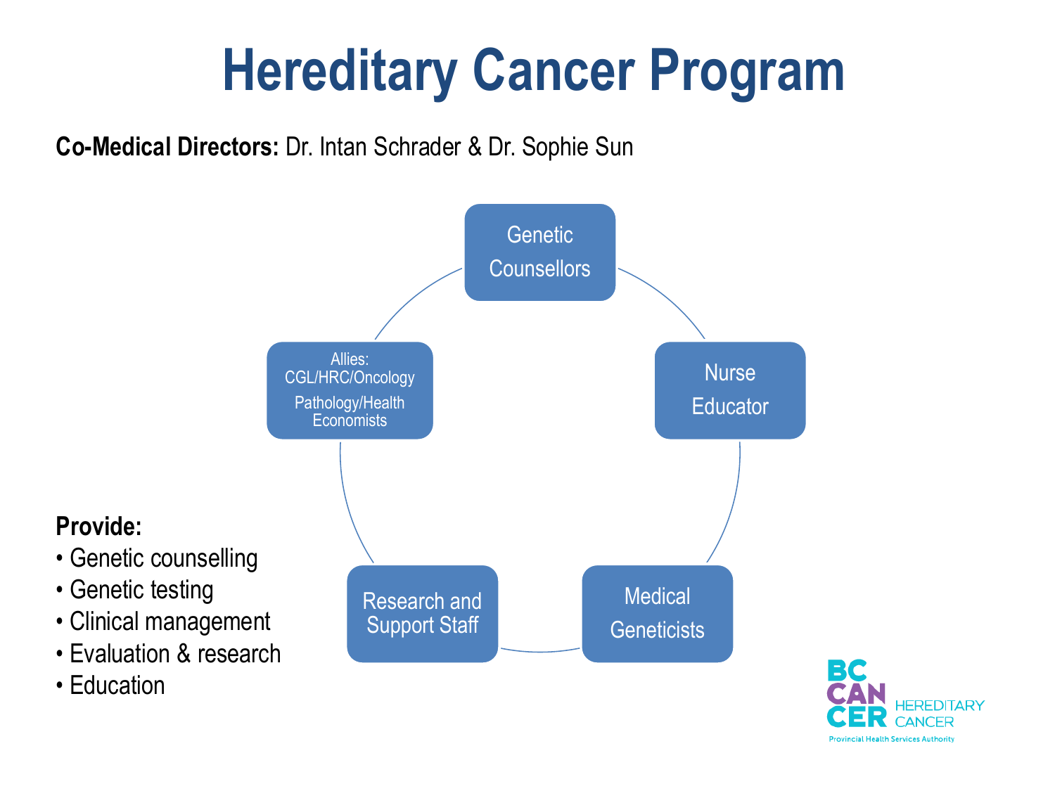# Hereditary Cancer Program

**Co-Medical Directors:** Dr. Intan Schrader & Dr. Sophie Sun

- Genetic Counsellors
- Nurse Educator
- Medical Geneticists
- Research and Support Staff
- Allies: CGL/HRC/Oncology Pathology/Health Economists

**Provide:**

- Genetic counselling
- Genetic testing
- Clinical management
- Evaluation & research
- Education

BC CANCER HEREDITARY CANCER
Provincial Health Services Authority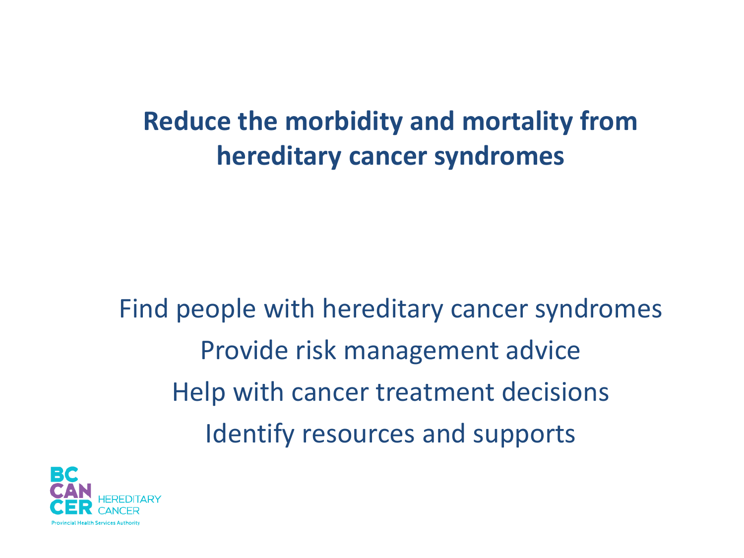## Reduce the morbidity and mortality from hereditary cancer syndromes

Find people with hereditary cancer syndromes

Provide risk management advice

Help with cancer treatment decisions

Identify resources and supports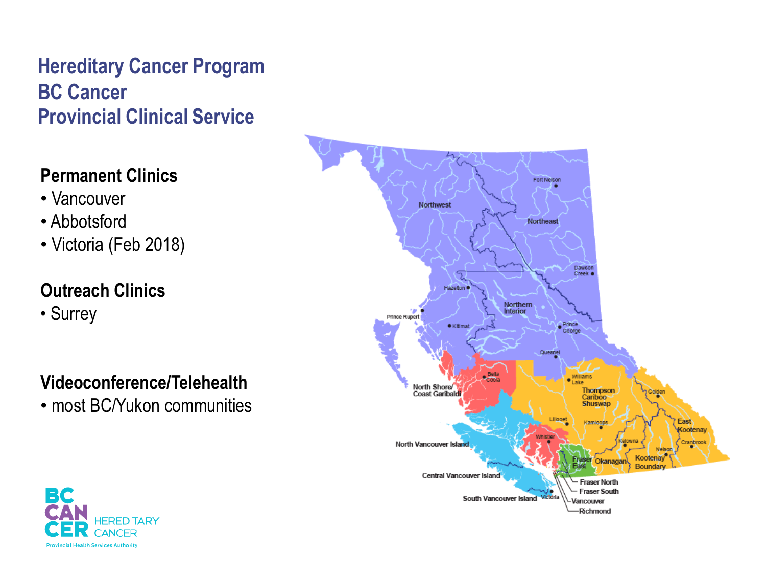# Hereditary Cancer Program
# BC Cancer
# Provincial Clinical Service

**Permanent Clinics**

- Vancouver
- Abbotsford
- Victoria (Feb 2018)

**Outreach Clinics**

- Surrey

**Videoconference/Telehealth**

- most BC/Yukon communities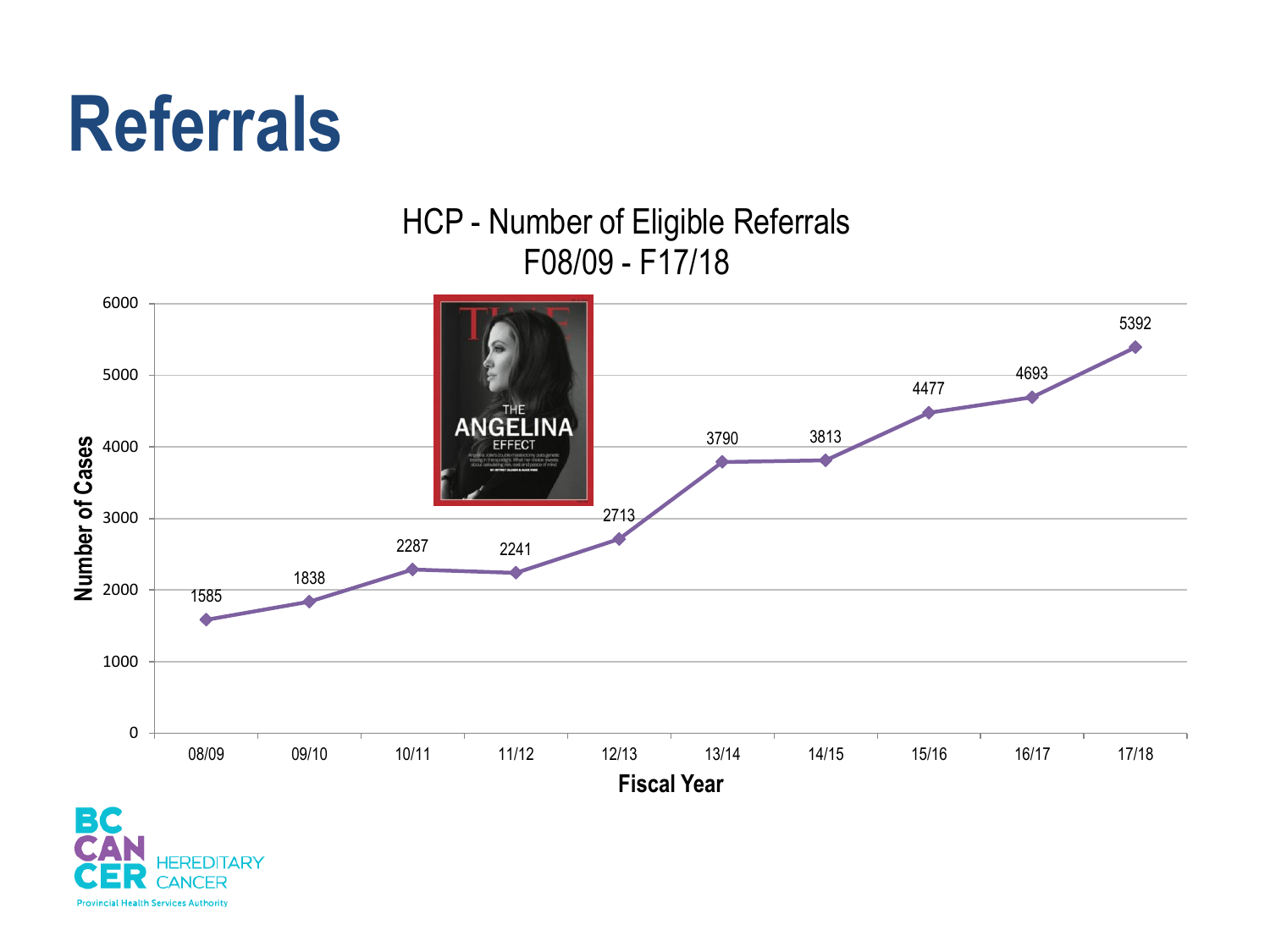# Referrals

HCP - Number of Eligible Referrals
F08/09 - F17/18

| Fiscal Year | Number of Cases |
|---|---|
| 08/09 | 1585 |
| 09/10 | 1838 |
| 10/11 | 2287 |
| 11/12 | 2241 |
| 12/13 | 2713 |
| 13/14 | 3790 |
| 14/15 | 3813 |
| 15/16 | 4477 |
| 16/17 | 4693 |
| 17/18 | 5392 |

THE ANGELINA EFFECT

BC CANCER HEREDITARY CANCER
Provincial Health Services Authority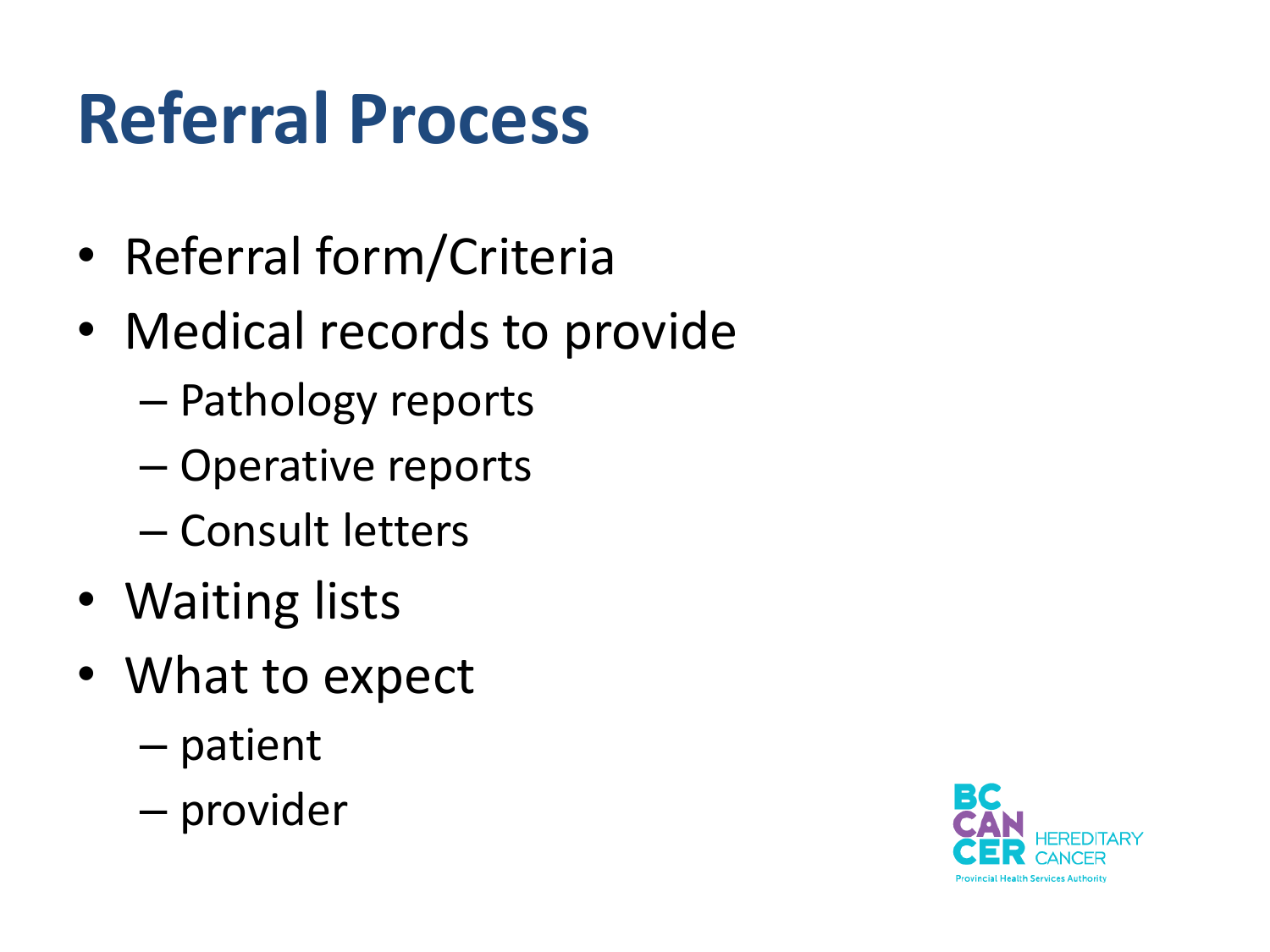# Referral Process

- Referral form/Criteria
- Medical records to provide
  - Pathology reports
  - Operative reports
  - Consult letters
- Waiting lists
- What to expect
  - patient
  - provider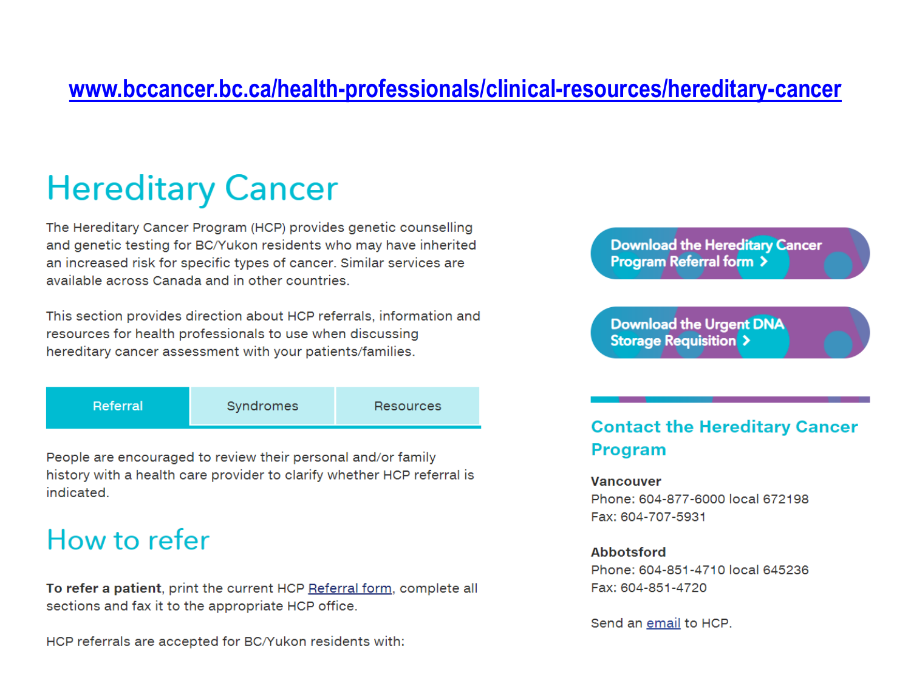[www.bccancer.bc.ca/health-professionals/clinical-resources/hereditary-cancer](www.bccancer.bc.ca/health-professionals/clinical-resources/hereditary-cancer)

# Hereditary Cancer

The Hereditary Cancer Program (HCP) provides genetic counselling and genetic testing for BC/Yukon residents who may have inherited an increased risk for specific types of cancer. Similar services are available across Canada and in other countries.

This section provides direction about HCP referrals, information and resources for health professionals to use when discussing hereditary cancer assessment with your patients/families.

| Referral | Syndromes | Resources |
|---|---|---|

People are encouraged to review their personal and/or family history with a health care provider to clarify whether HCP referral is indicated.

## How to refer

**To refer a patient**, print the current HCP Referral form, complete all sections and fax it to the appropriate HCP office.

HCP referrals are accepted for BC/Yukon residents with:

Download the Hereditary Cancer Program Referral form ›

Download the Urgent DNA Storage Requisition ›

### Contact the Hereditary Cancer Program

**Vancouver**
Phone: 604-877-6000 local 672198
Fax: 604-707-5931

**Abbotsford**
Phone: 604-851-4710 local 645236
Fax: 604-851-4720

Send an email to HCP.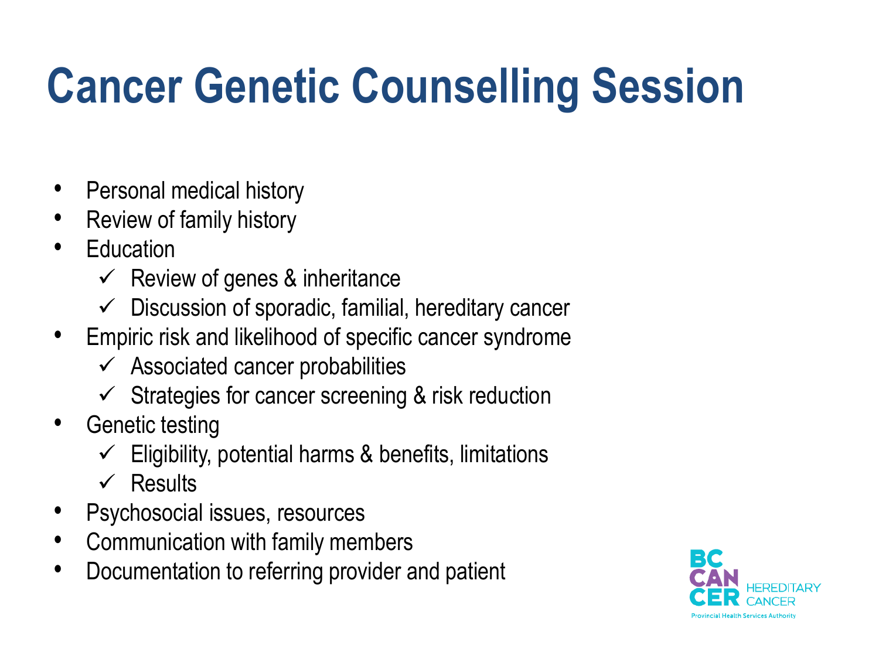# Cancer Genetic Counselling Session

- Personal medical history
- Review of family history
- Education
  - ✓ Review of genes & inheritance
  - ✓ Discussion of sporadic, familial, hereditary cancer
- Empiric risk and likelihood of specific cancer syndrome
  - ✓ Associated cancer probabilities
  - ✓ Strategies for cancer screening & risk reduction
- Genetic testing
  - ✓ Eligibility, potential harms & benefits, limitations
  - ✓ Results
- Psychosocial issues, resources
- Communication with family members
- Documentation to referring provider and patient

BC CANCER HEREDITARY CANCER
Provincial Health Services Authority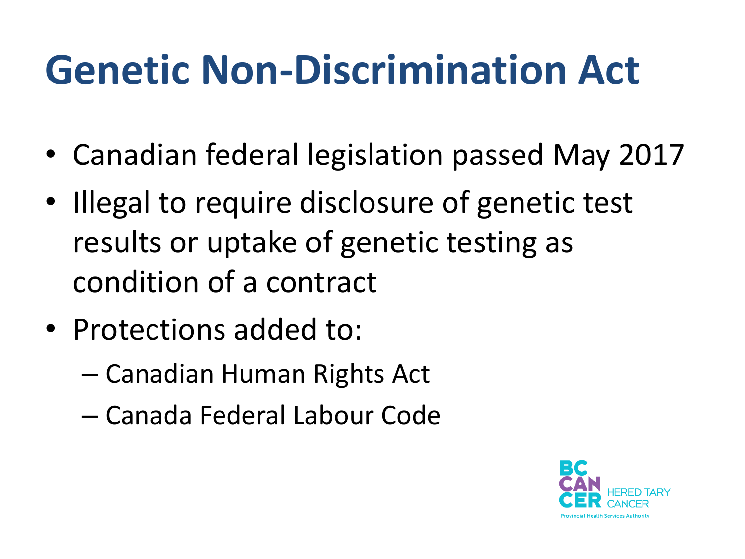# Genetic Non-Discrimination Act

- Canadian federal legislation passed May 2017
- Illegal to require disclosure of genetic test results or uptake of genetic testing as condition of a contract
- Protections added to:
  - Canadian Human Rights Act
  - Canada Federal Labour Code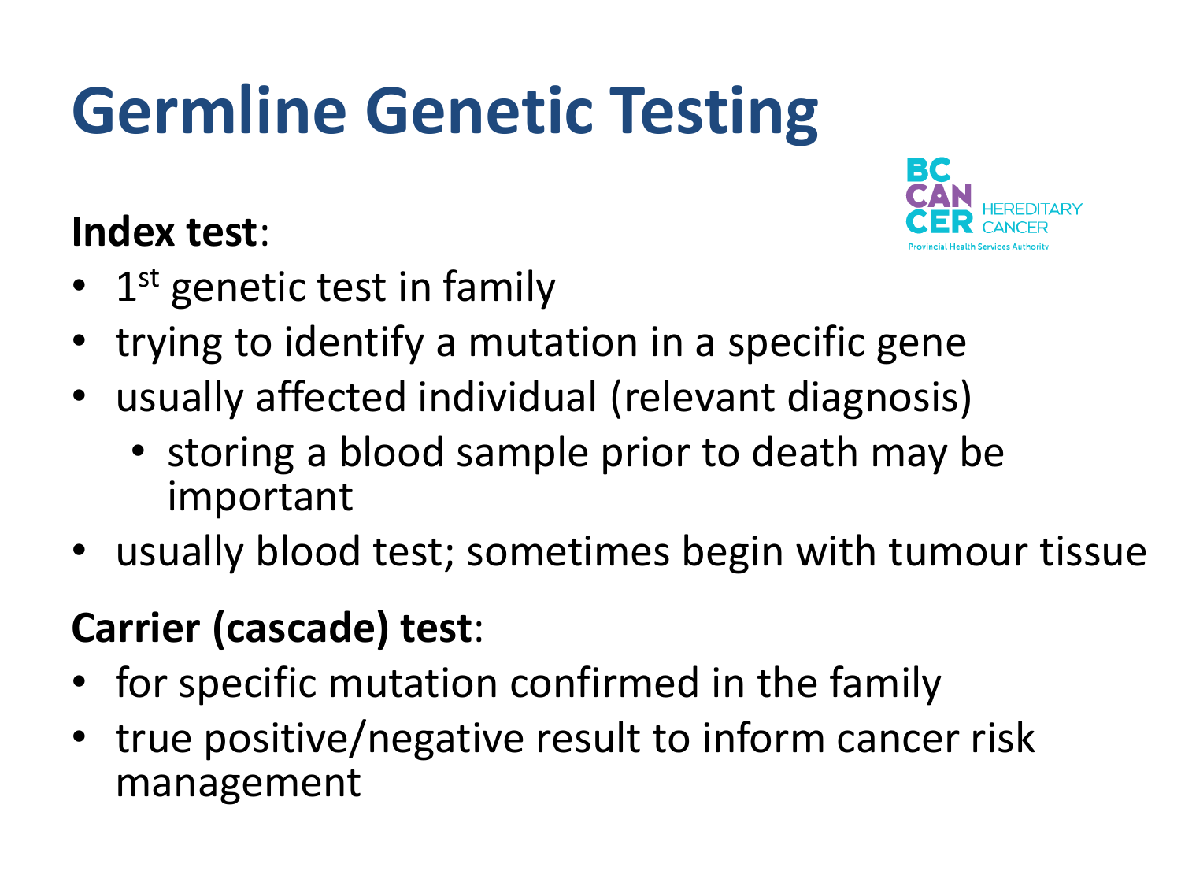# Germline Genetic Testing

BC CANCER HEREDITARY CANCER
Provincial Health Services Authority

**Index test**:

- 1st genetic test in family
- trying to identify a mutation in a specific gene
- usually affected individual (relevant diagnosis)
  - storing a blood sample prior to death may be important
- usually blood test; sometimes begin with tumour tissue

**Carrier (cascade) test**:

- for specific mutation confirmed in the family
- true positive/negative result to inform cancer risk management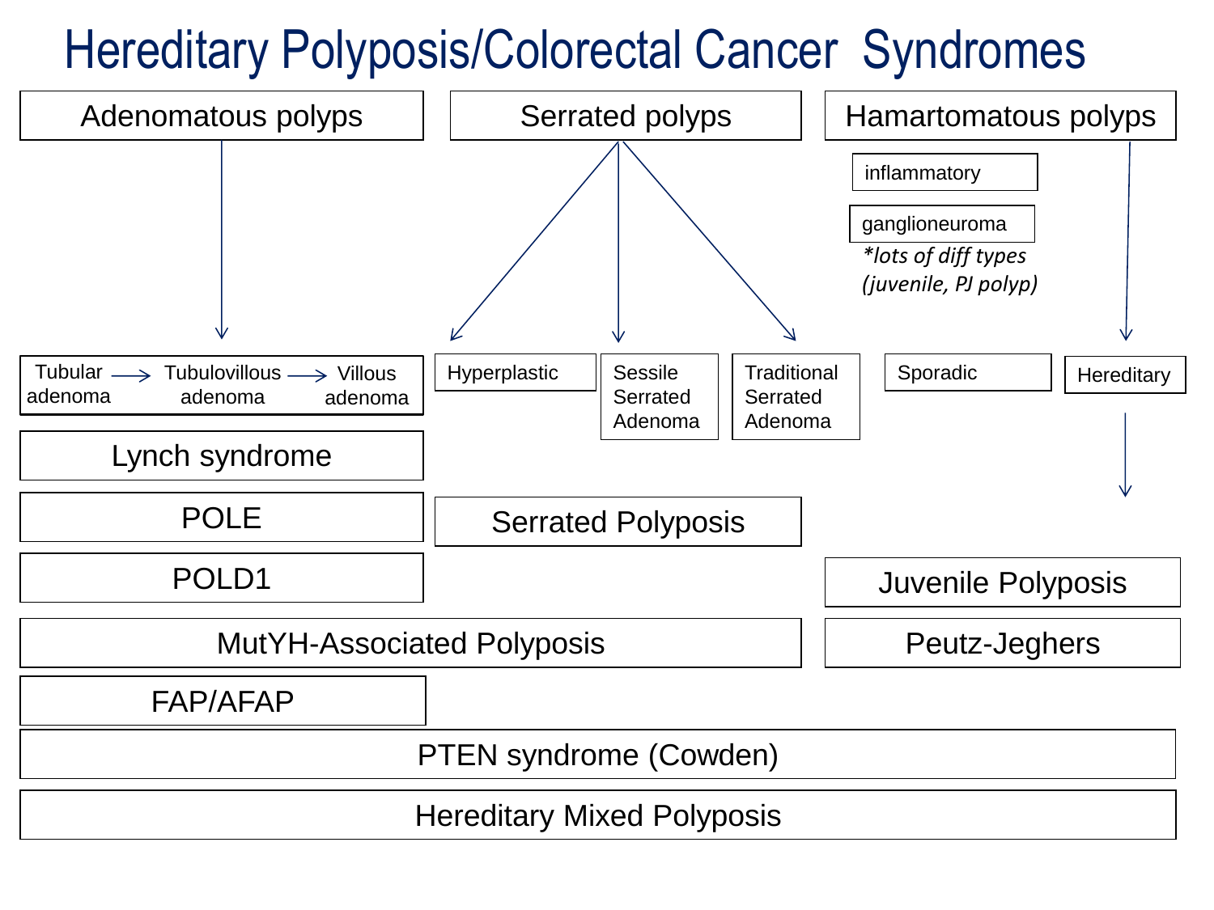# Hereditary Polyposis/Colorectal Cancer Syndromes

| Adenomatous polyps | | | Serrated polyps | | | Hamartomatous polyps | |
|---|---|---|---|---|---|---|---|
| | | | | | | inflammatory; ganglioneuroma; *lots of diff types (juvenile, PJ polyp)* | |
| Tubular adenoma → | Tubulovillous adenoma → | Villous adenoma | Hyperplastic | Sessile Serrated Adenoma | Traditional Serrated Adenoma | Sporadic | Hereditary |

- Lynch syndrome (Adenomatous)
- POLE (Adenomatous)
- POLD1 (Adenomatous)
- Serrated Polyposis (Serrated)
- Juvenile Polyposis (Hamartomatous – Hereditary)
- MutYH-Associated Polyposis (Adenomatous, Serrated)
- Peutz-Jeghers (Hamartomatous – Hereditary)
- FAP/AFAP (Adenomatous)
- PTEN syndrome (Cowden) (Adenomatous, Serrated, Hamartomatous)
- Hereditary Mixed Polyposis (Adenomatous, Serrated, Hamartomatous)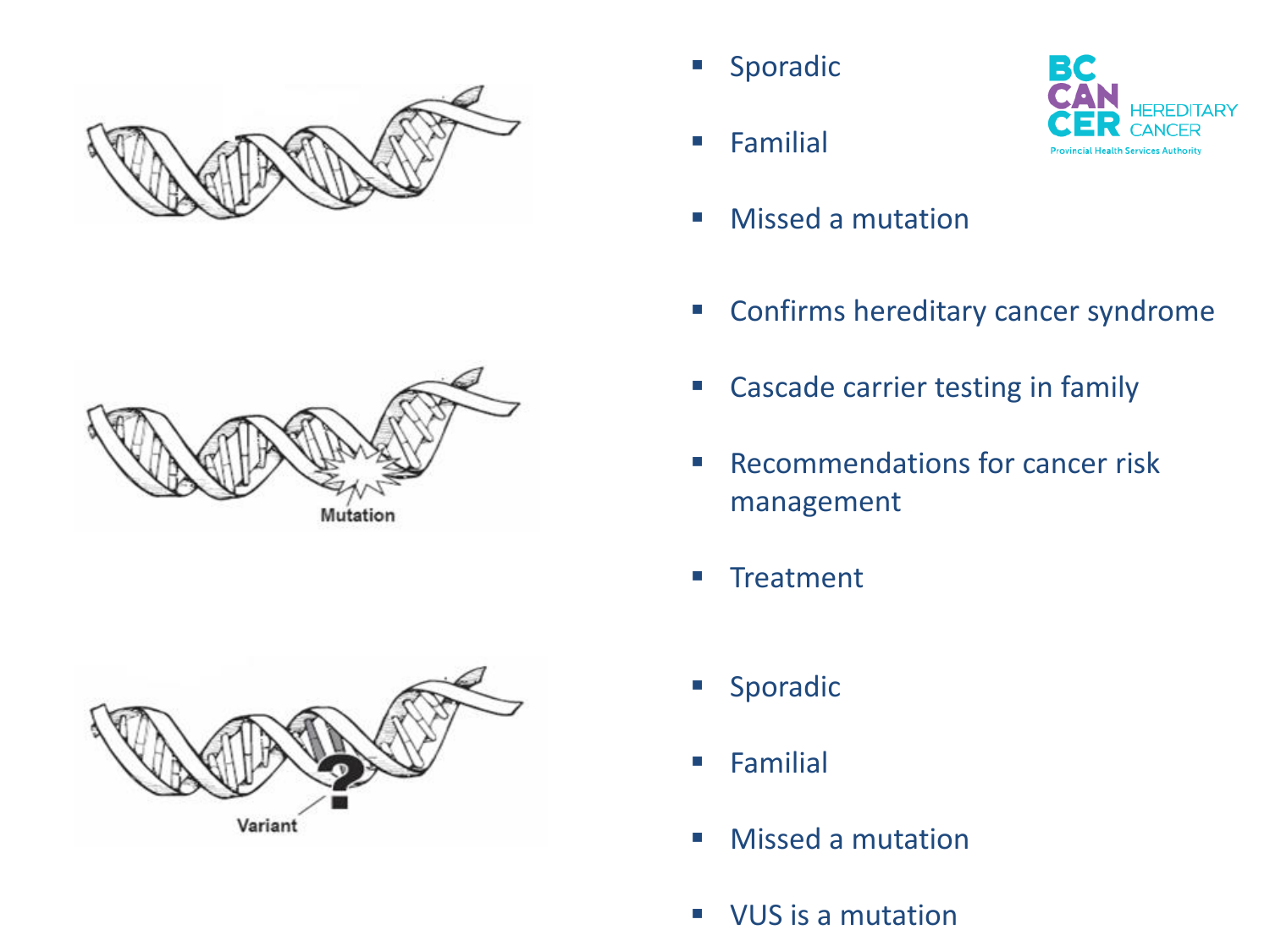- Sporadic
- Familial
- Missed a mutation

- Confirms hereditary cancer syndrome
- Cascade carrier testing in family
- Recommendations for cancer risk management
- Treatment

- Sporadic
- Familial
- Missed a mutation
- VUS is a mutation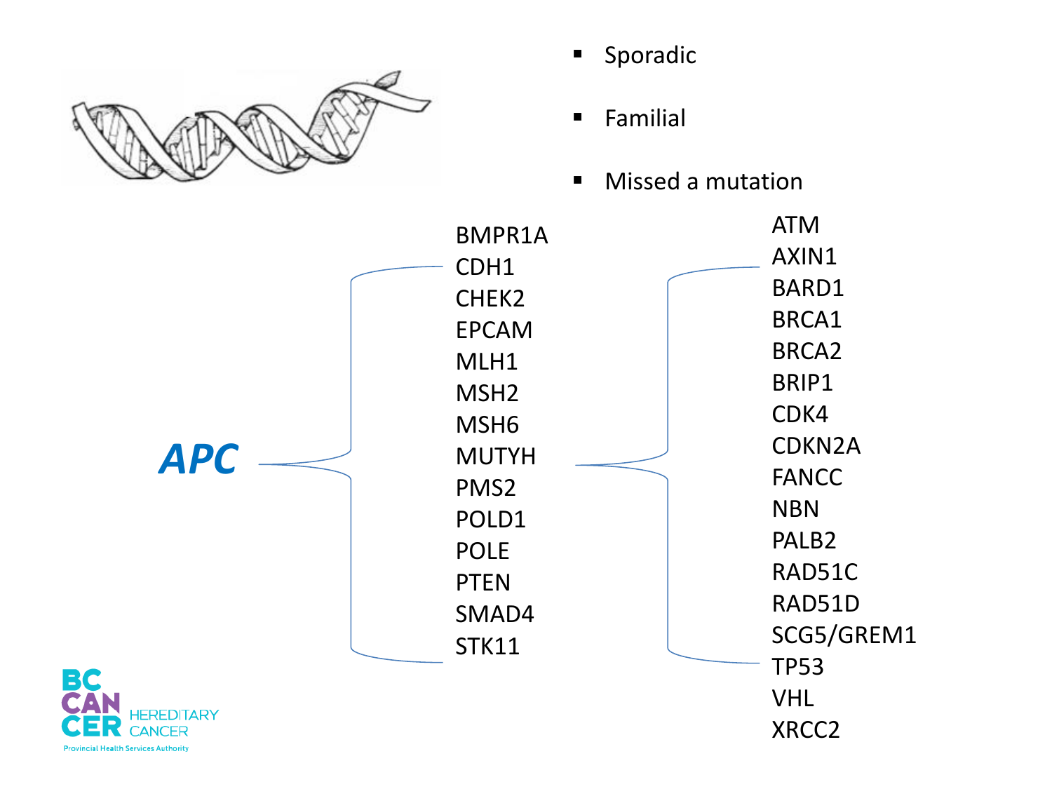- Sporadic
- Familial
- Missed a mutation

***APC***

- BMPR1A
- CDH1
- CHEK2
- EPCAM
- MLH1
- MSH2
- MSH6
- MUTYH
- PMS2
- POLD1
- POLE
- PTEN
- SMAD4
- STK11

- ATM
- AXIN1
- BARD1
- BRCA1
- BRCA2
- BRIP1
- CDK4
- CDKN2A
- FANCC
- NBN
- PALB2
- RAD51C
- RAD51D
- SCG5/GREM1
- TP53
- VHL
- XRCC2

BC CANCER HEREDITARY CANCER
Provincial Health Services Authority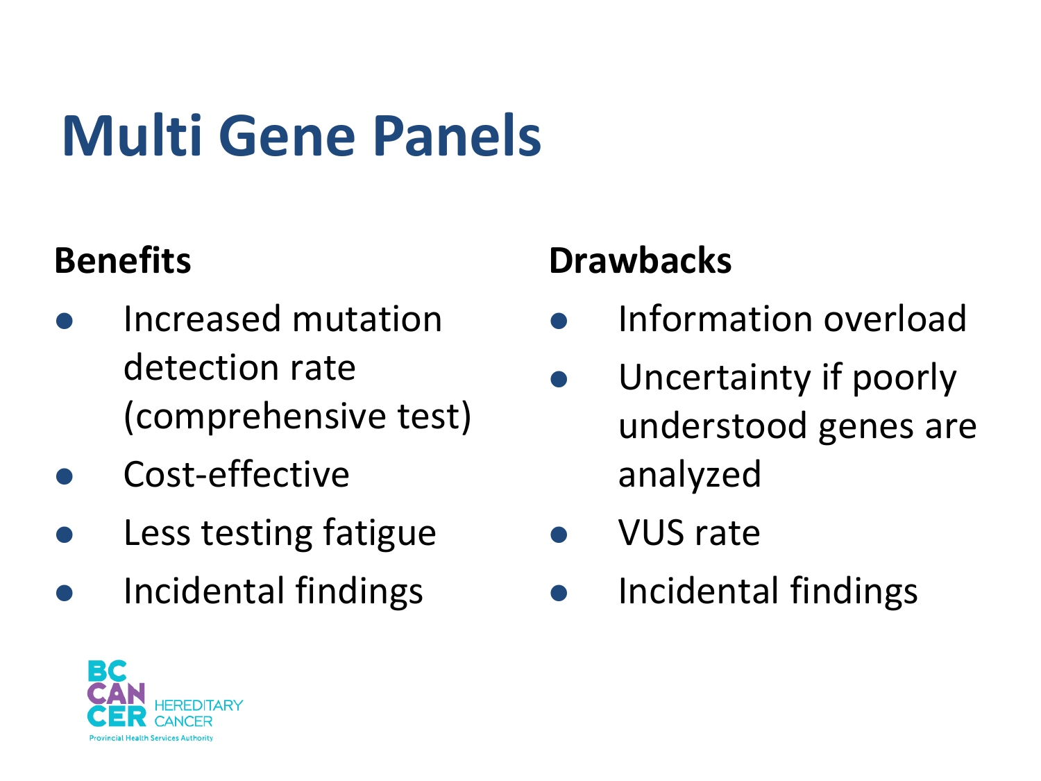# Multi Gene Panels

**Benefits**

- Increased mutation detection rate (comprehensive test)
- Cost-effective
- Less testing fatigue
- Incidental findings

**Drawbacks**

- Information overload
- Uncertainty if poorly understood genes are analyzed
- VUS rate
- Incidental findings

BC CANCER HEREDITARY CANCER
Provincial Health Services Authority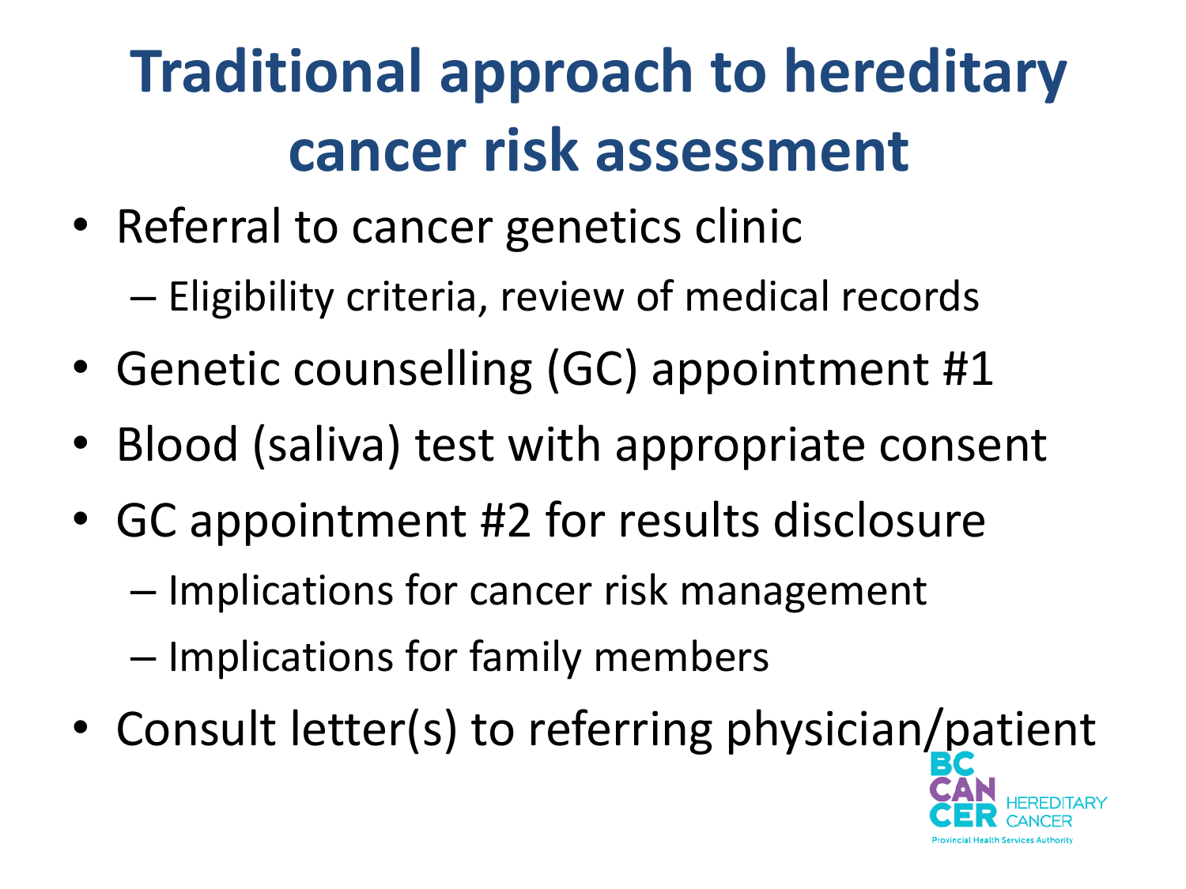# Traditional approach to hereditary cancer risk assessment

- Referral to cancer genetics clinic
  - Eligibility criteria, review of medical records
- Genetic counselling (GC) appointment #1
- Blood (saliva) test with appropriate consent
- GC appointment #2 for results disclosure
  - Implications for cancer risk management
  - Implications for family members
- Consult letter(s) to referring physician/patient

BC CANCER HEREDITARY CANCER
Provincial Health Services Authority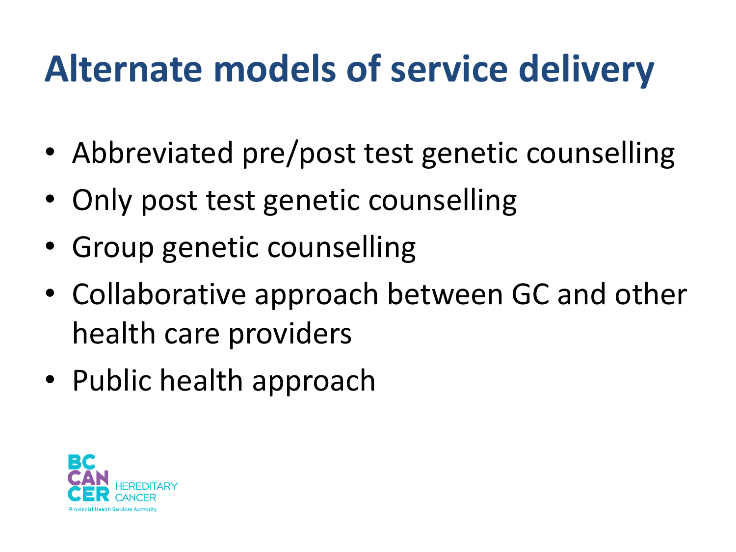# Alternate models of service delivery

- Abbreviated pre/post test genetic counselling
- Only post test genetic counselling
- Group genetic counselling
- Collaborative approach between GC and other health care providers
- Public health approach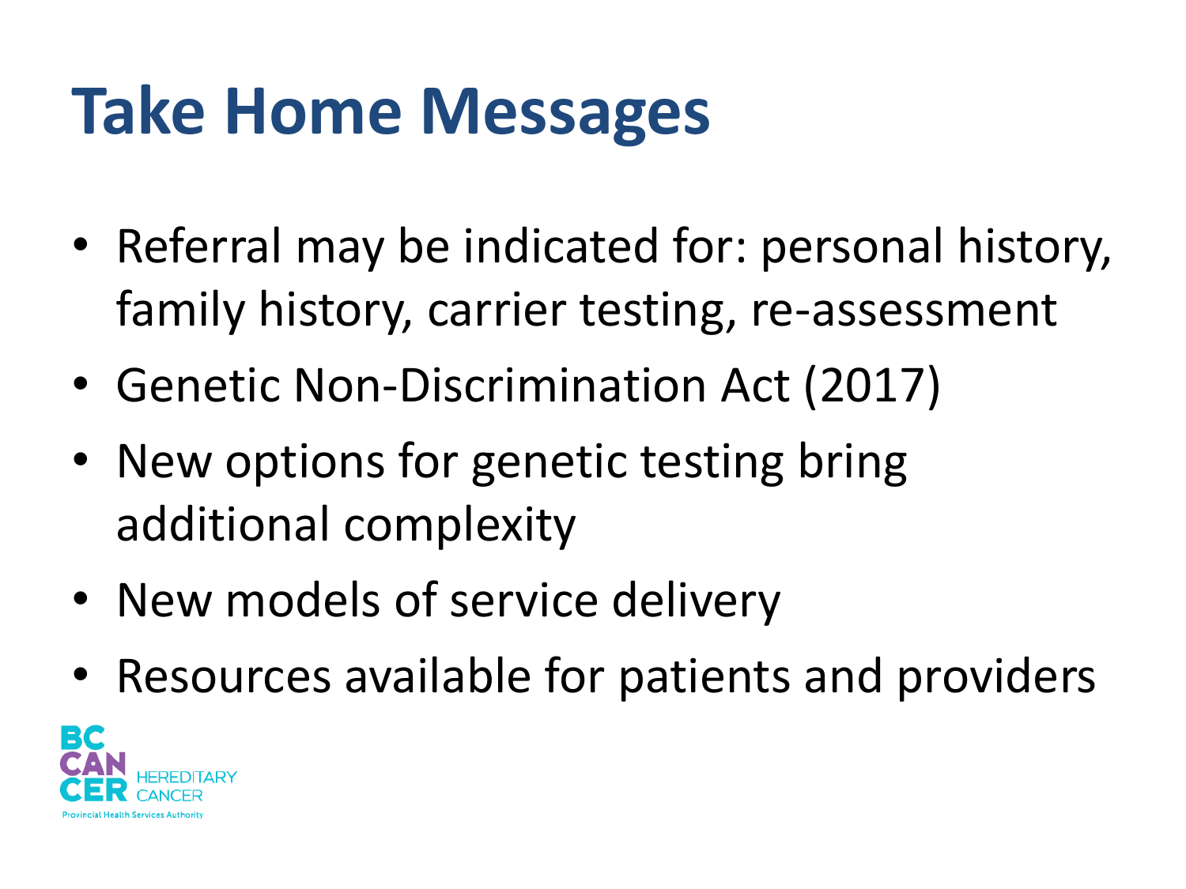# Take Home Messages

- Referral may be indicated for: personal history, family history, carrier testing, re-assessment
- Genetic Non-Discrimination Act (2017)
- New options for genetic testing bring additional complexity
- New models of service delivery
- Resources available for patients and providers

BC CANCER HEREDITARY CANCER
Provincial Health Services Authority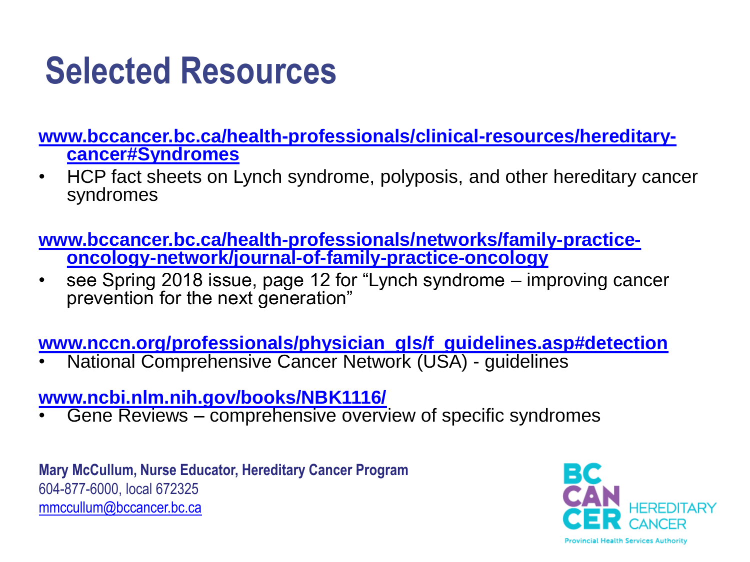# Selected Resources

**www.bccancer.bc.ca/health-professionals/clinical-resources/hereditary-cancer#Syndromes**

- HCP fact sheets on Lynch syndrome, polyposis, and other hereditary cancer syndromes

**www.bccancer.bc.ca/health-professionals/networks/family-practice-oncology-network/journal-of-family-practice-oncology**

- see Spring 2018 issue, page 12 for "Lynch syndrome – improving cancer prevention for the next generation"

**www.nccn.org/professionals/physician_gls/f_guidelines.asp#detection**

- National Comprehensive Cancer Network (USA) - guidelines

**www.ncbi.nlm.nih.gov/books/NBK1116/**

- Gene Reviews – comprehensive overview of specific syndromes

**Mary McCullum, Nurse Educator, Hereditary Cancer Program**
604-877-6000, local 672325
mmccullum@bccancer.bc.ca

BC CANCER HEREDITARY CANCER
Provincial Health Services Authority